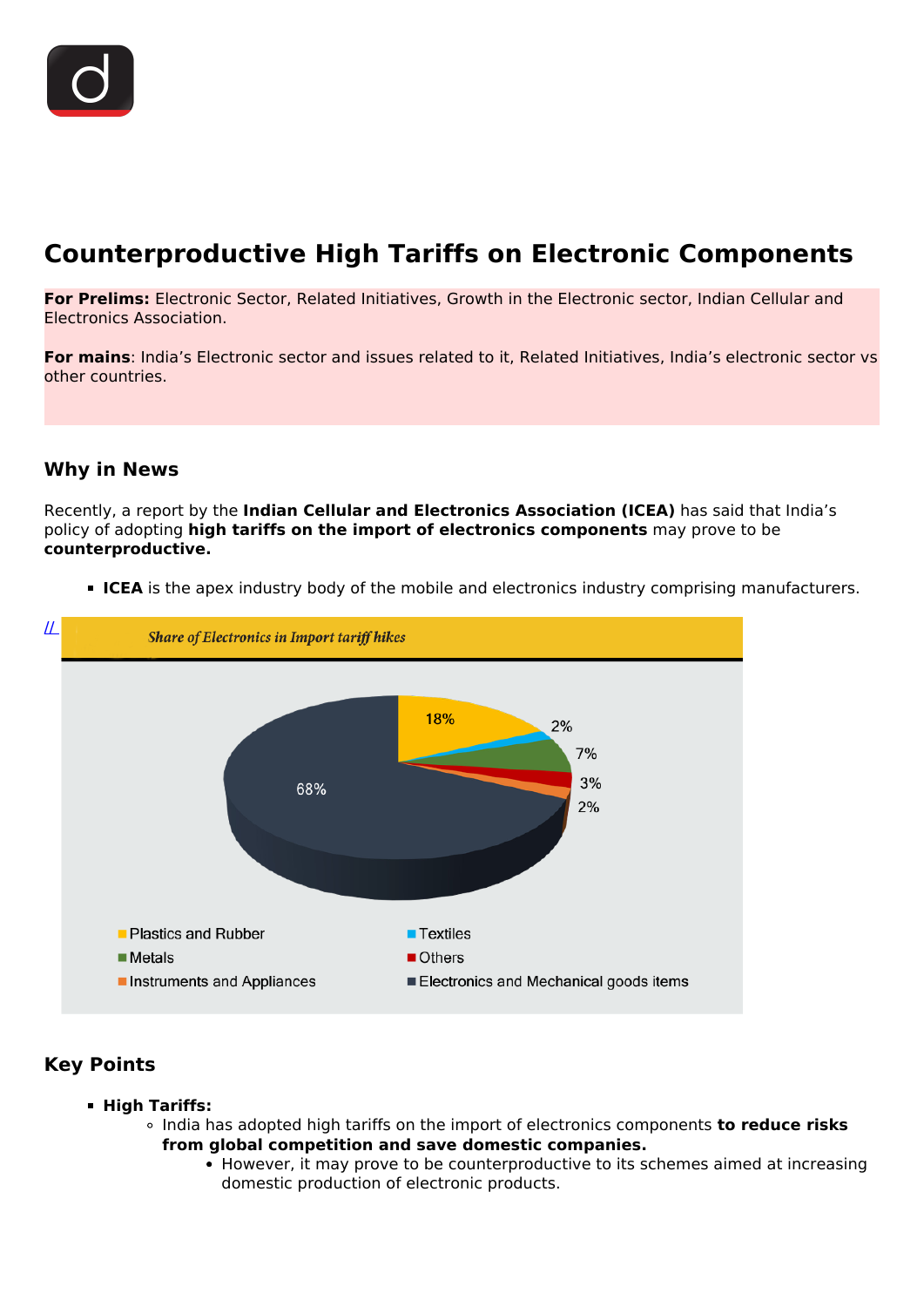# Counterproductive High Tariffs on Electronic Components

**For Prelims:** Electronic Sector, Related Initiatives, Growth in the Electronic sector, Indian Cellular and Electronics Association.

**For mains**: India's Electronic sector and issues related to it, Related Initiatives, India's electronic sector vs other countries.

## Why in News

Recently, a report by the **Indian Cellular and Electronics Association (ICEA)** has said that India's policy of adopting **high tariffs on the import of electronics components** may prove to be **counterproductive.**

- **ICEA** is the apex industry body of the mobile and electronics industry comprising manufacturers.

Share of Electronics in Import tariff hikes

- Plastics and Rubber: 18%
- Textiles: 2%
- Metals: 7%
- Others: 3%
- Instruments and Appliances: 2%
- Electronics and Mechanical goods items: 68%

## Key Points

- **High Tariffs:**
  - India has adopted high tariffs on the import of electronics components **to reduce risks from global competition and save domestic companies.**
    - However, it may prove to be counterproductive to its schemes aimed at increasing domestic production of electronic products.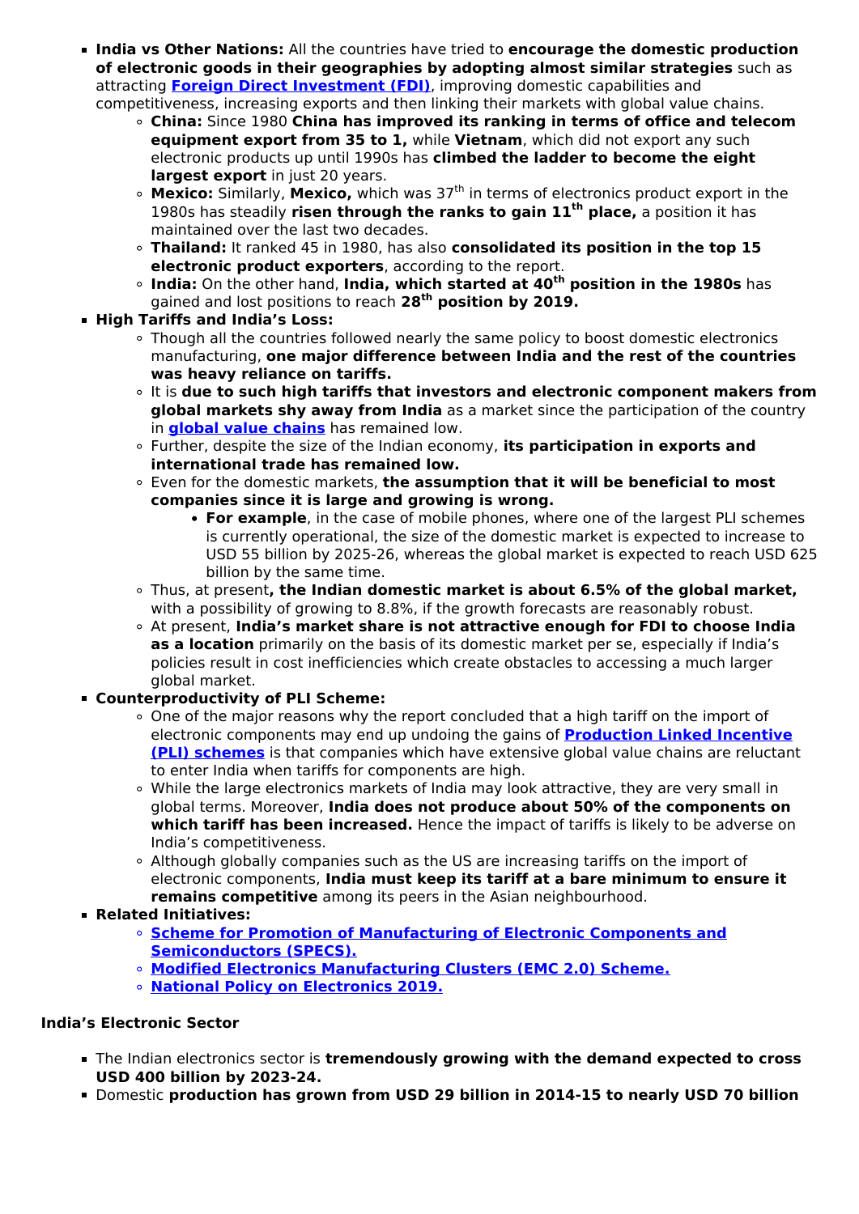- **India vs Other Nations:** All the countries have tried to **encourage the domestic production of electronic goods in their geographies by adopting almost similar strategies** such as attracting **Foreign Direct Investment (FDI)**, improving domestic capabilities and competitiveness, increasing exports and then linking their markets with global value chains.
    - **China:** Since 1980 **China has improved its ranking in terms of office and telecom equipment export from 35 to 1,** while **Vietnam**, which did not export any such electronic products up until 1990s has **climbed the ladder to become the eight largest export** in just 20 years.
    - **Mexico:** Similarly, **Mexico,** which was 37th in terms of electronics product export in the 1980s has steadily **risen through the ranks to gain 11th place,** a position it has maintained over the last two decades.
    - **Thailand:** It ranked 45 in 1980, has also **consolidated its position in the top 15 electronic product exporters**, according to the report.
    - **India:** On the other hand, **India, which started at 40th position in the 1980s** has gained and lost positions to reach **28th position by 2019.**
- **High Tariffs and India's Loss:**
    - Though all the countries followed nearly the same policy to boost domestic electronics manufacturing, **one major difference between India and the rest of the countries was heavy reliance on tariffs.**
    - It is **due to such high tariffs that investors and electronic component makers from global markets shy away from India** as a market since the participation of the country in **global value chains** has remained low.
    - Further, despite the size of the Indian economy, **its participation in exports and international trade has remained low.**
    - Even for the domestic markets, **the assumption that it will be beneficial to most companies since it is large and growing is wrong.**
        - **For example**, in the case of mobile phones, where one of the largest PLI schemes is currently operational, the size of the domestic market is expected to increase to USD 55 billion by 2025-26, whereas the global market is expected to reach USD 625 billion by the same time.
    - Thus, at present**, the Indian domestic market is about 6.5% of the global market,** with a possibility of growing to 8.8%, if the growth forecasts are reasonably robust.
    - At present, **India's market share is not attractive enough for FDI to choose India as a location** primarily on the basis of its domestic market per se, especially if India's policies result in cost inefficiencies which create obstacles to accessing a much larger global market.
- **Counterproductivity of PLI Scheme:**
    - One of the major reasons why the report concluded that a high tariff on the import of electronic components may end up undoing the gains of **Production Linked Incentive (PLI) schemes** is that companies which have extensive global value chains are reluctant to enter India when tariffs for components are high.
    - While the large electronics markets of India may look attractive, they are very small in global terms. Moreover, **India does not produce about 50% of the components on which tariff has been increased.** Hence the impact of tariffs is likely to be adverse on India's competitiveness.
    - Although globally companies such as the US are increasing tariffs on the import of electronic components, **India must keep its tariff at a bare minimum to ensure it remains competitive** among its peers in the Asian neighbourhood.
- **Related Initiatives:**
    - **Scheme for Promotion of Manufacturing of Electronic Components and Semiconductors (SPECS).**
    - **Modified Electronics Manufacturing Clusters (EMC 2.0) Scheme.**
    - **National Policy on Electronics 2019.**

**India's Electronic Sector**

- The Indian electronics sector is **tremendously growing with the demand expected to cross USD 400 billion by 2023-24.**
- Domestic **production has grown from USD 29 billion in 2014-15 to nearly USD 70 billion**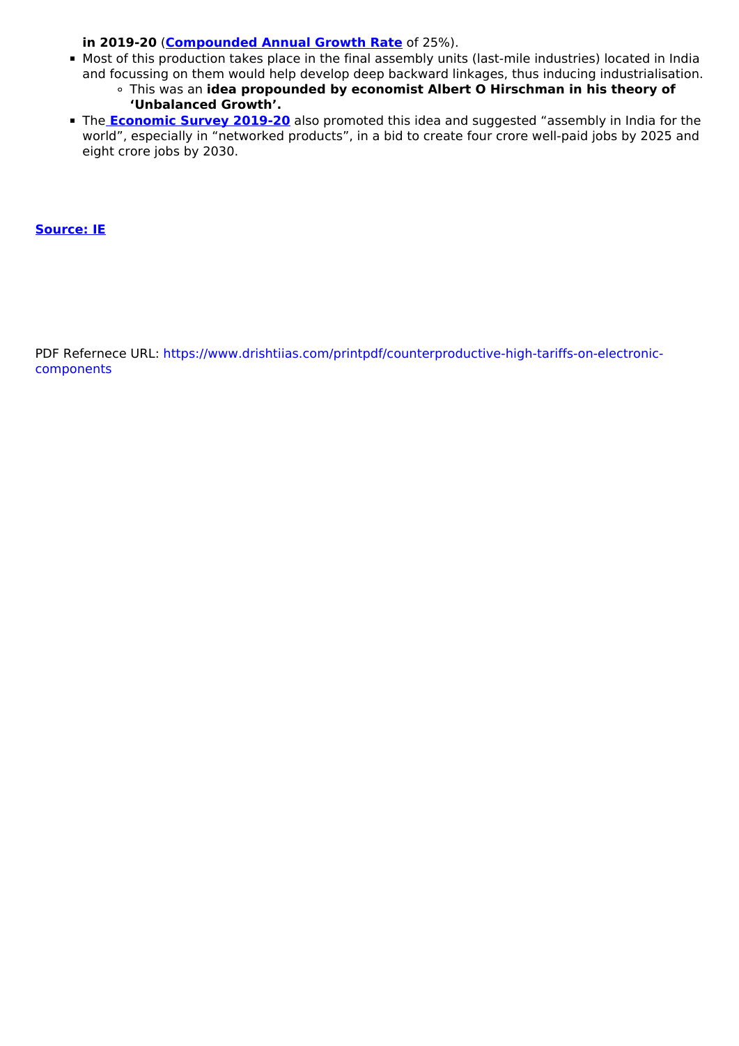**in 2019-20** (**Compounded Annual Growth Rate** of 25%).
- Most of this production takes place in the final assembly units (last-mile industries) located in India and focussing on them would help develop deep backward linkages, thus inducing industrialisation.
  - This was an **idea propounded by economist Albert O Hirschman in his theory of ‘Unbalanced Growth’.**
- The **Economic Survey 2019-20** also promoted this idea and suggested “assembly in India for the world”, especially in “networked products”, in a bid to create four crore well-paid jobs by 2025 and eight crore jobs by 2030.

**Source: IE**

PDF Refernece URL: https://www.drishtiias.com/printpdf/counterproductive-high-tariffs-on-electronic-components